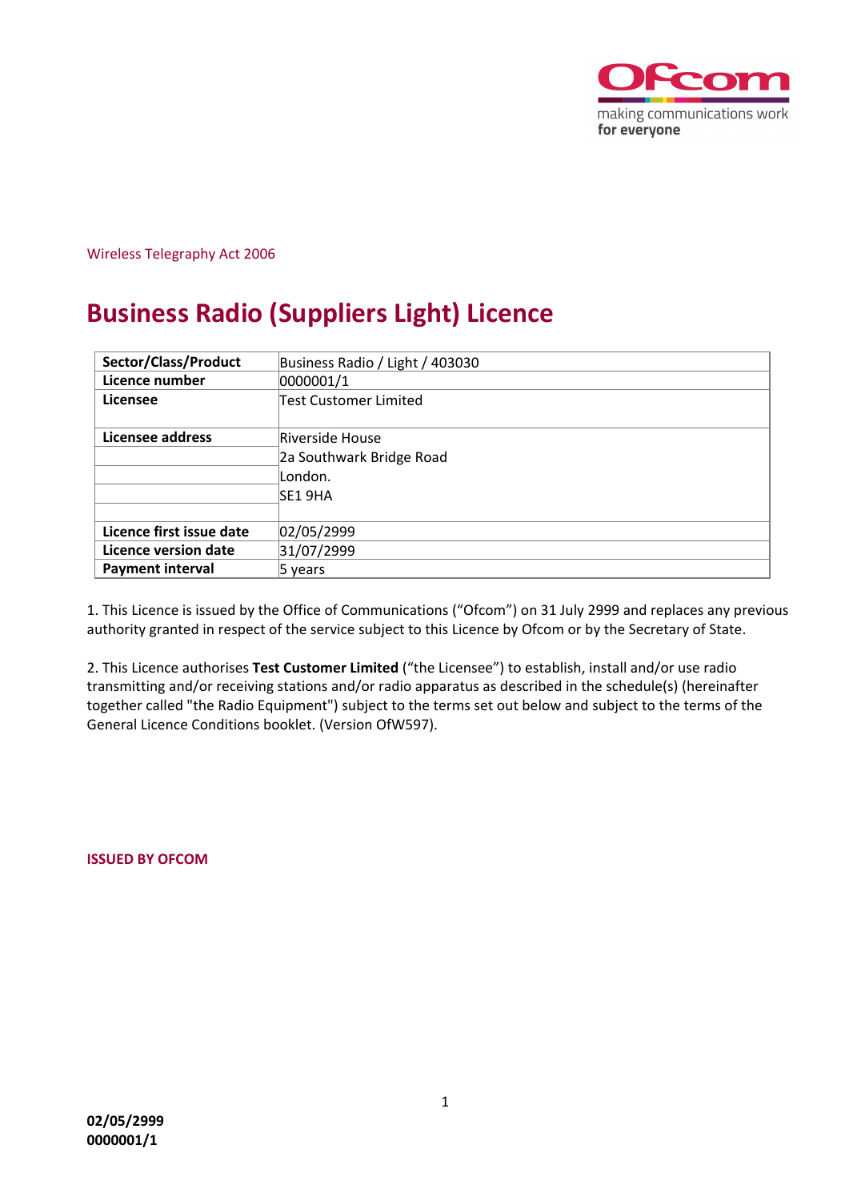Wireless Telegraphy Act 2006

# Business Radio (Suppliers Light) Licence

| Sector/Class/Product | Business Radio / Light / 403030 |
|---|---|
| Licence number | 0000001/1 |
| Licensee | Test Customer Limited |
| Licensee address | Riverside House |
| | 2a Southwark Bridge Road |
| | London. |
| | SE1 9HA |
| | |
| Licence first issue date | 02/05/2999 |
| Licence version date | 31/07/2999 |
| Payment interval | 5 years |

1. This Licence is issued by the Office of Communications ("Ofcom") on 31 July 2999 and replaces any previous authority granted in respect of the service subject to this Licence by Ofcom or by the Secretary of State.

2. This Licence authorises **Test Customer Limited** ("the Licensee") to establish, install and/or use radio transmitting and/or receiving stations and/or radio apparatus as described in the schedule(s) (hereinafter together called "the Radio Equipment") subject to the terms set out below and subject to the terms of the General Licence Conditions booklet. (Version OfW597).

**ISSUED BY OFCOM**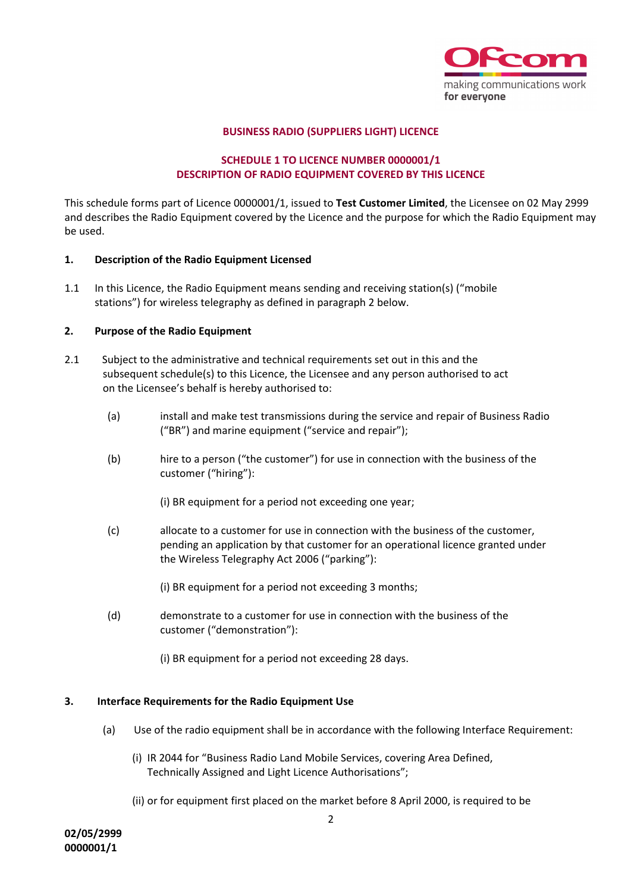**BUSINESS RADIO (SUPPLIERS LIGHT) LICENCE**

**SCHEDULE 1 TO LICENCE NUMBER 0000001/1**
**DESCRIPTION OF RADIO EQUIPMENT COVERED BY THIS LICENCE**

This schedule forms part of Licence 0000001/1, issued to **Test Customer Limited**, the Licensee on 02 May 2999 and describes the Radio Equipment covered by the Licence and the purpose for which the Radio Equipment may be used.

## 1. Description of the Radio Equipment Licensed

1.1 In this Licence, the Radio Equipment means sending and receiving station(s) ("mobile stations") for wireless telegraphy as defined in paragraph 2 below.

## 2. Purpose of the Radio Equipment

2.1 Subject to the administrative and technical requirements set out in this and the subsequent schedule(s) to this Licence, the Licensee and any person authorised to act on the Licensee's behalf is hereby authorised to:

(a) install and make test transmissions during the service and repair of Business Radio ("BR") and marine equipment ("service and repair");

(b) hire to a person ("the customer") for use in connection with the business of the customer ("hiring"):

(i) BR equipment for a period not exceeding one year;

(c) allocate to a customer for use in connection with the business of the customer, pending an application by that customer for an operational licence granted under the Wireless Telegraphy Act 2006 ("parking"):

(i) BR equipment for a period not exceeding 3 months;

(d) demonstrate to a customer for use in connection with the business of the customer ("demonstration"):

(i) BR equipment for a period not exceeding 28 days.

## 3. Interface Requirements for the Radio Equipment Use

(a) Use of the radio equipment shall be in accordance with the following Interface Requirement:

(i) IR 2044 for "Business Radio Land Mobile Services, covering Area Defined, Technically Assigned and Light Licence Authorisations";

(ii) or for equipment first placed on the market before 8 April 2000, is required to be

**02/05/2999**
**0000001/1**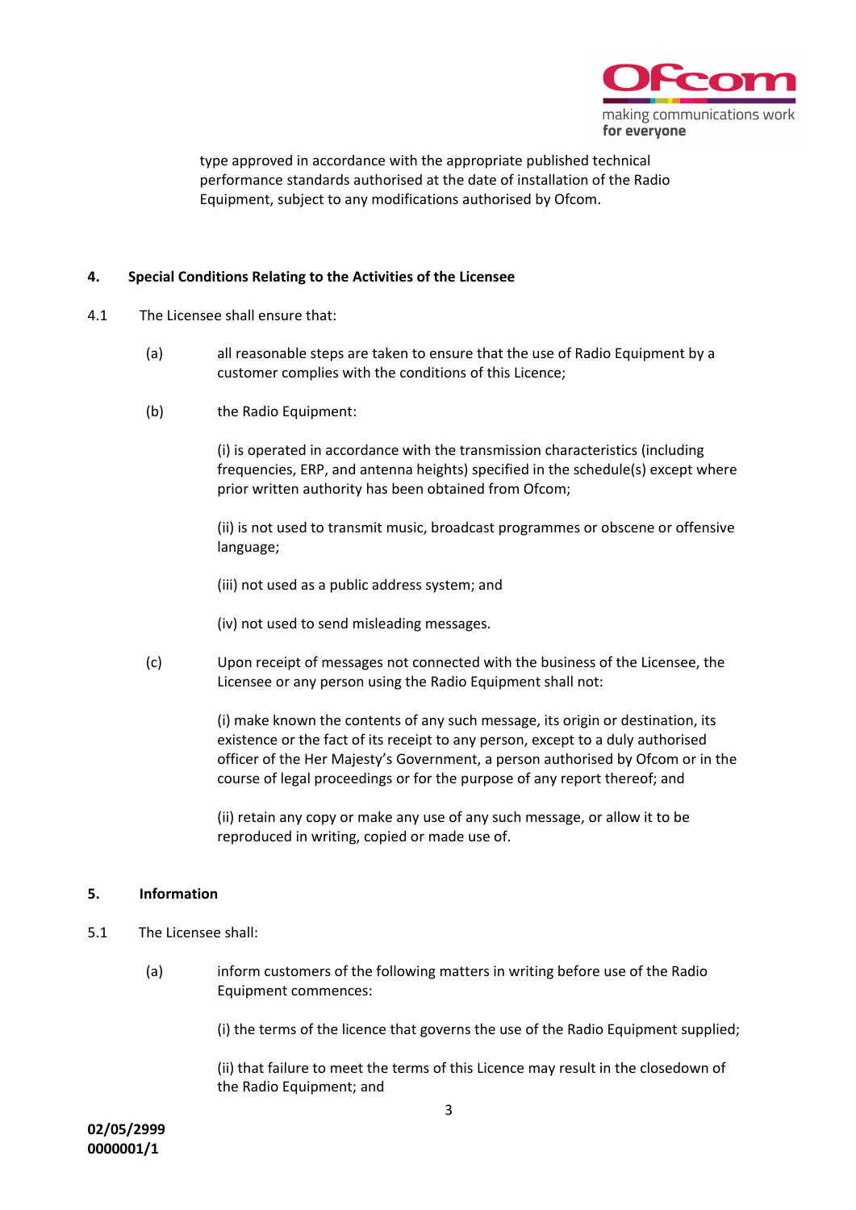type approved in accordance with the appropriate published technical performance standards authorised at the date of installation of the Radio Equipment, subject to any modifications authorised by Ofcom.

**4. Special Conditions Relating to the Activities of the Licensee**

4.1 The Licensee shall ensure that:

(a) all reasonable steps are taken to ensure that the use of Radio Equipment by a customer complies with the conditions of this Licence;

(b) the Radio Equipment:

(i) is operated in accordance with the transmission characteristics (including frequencies, ERP, and antenna heights) specified in the schedule(s) except where prior written authority has been obtained from Ofcom;

(ii) is not used to transmit music, broadcast programmes or obscene or offensive language;

(iii) not used as a public address system; and

(iv) not used to send misleading messages.

(c) Upon receipt of messages not connected with the business of the Licensee, the Licensee or any person using the Radio Equipment shall not:

(i) make known the contents of any such message, its origin or destination, its existence or the fact of its receipt to any person, except to a duly authorised officer of the Her Majesty's Government, a person authorised by Ofcom or in the course of legal proceedings or for the purpose of any report thereof; and

(ii) retain any copy or make any use of any such message, or allow it to be reproduced in writing, copied or made use of.

**5. Information**

5.1 The Licensee shall:

(a) inform customers of the following matters in writing before use of the Radio Equipment commences:

(i) the terms of the licence that governs the use of the Radio Equipment supplied;

(ii) that failure to meet the terms of this Licence may result in the closedown of the Radio Equipment; and

**02/05/2999**
**0000001/1**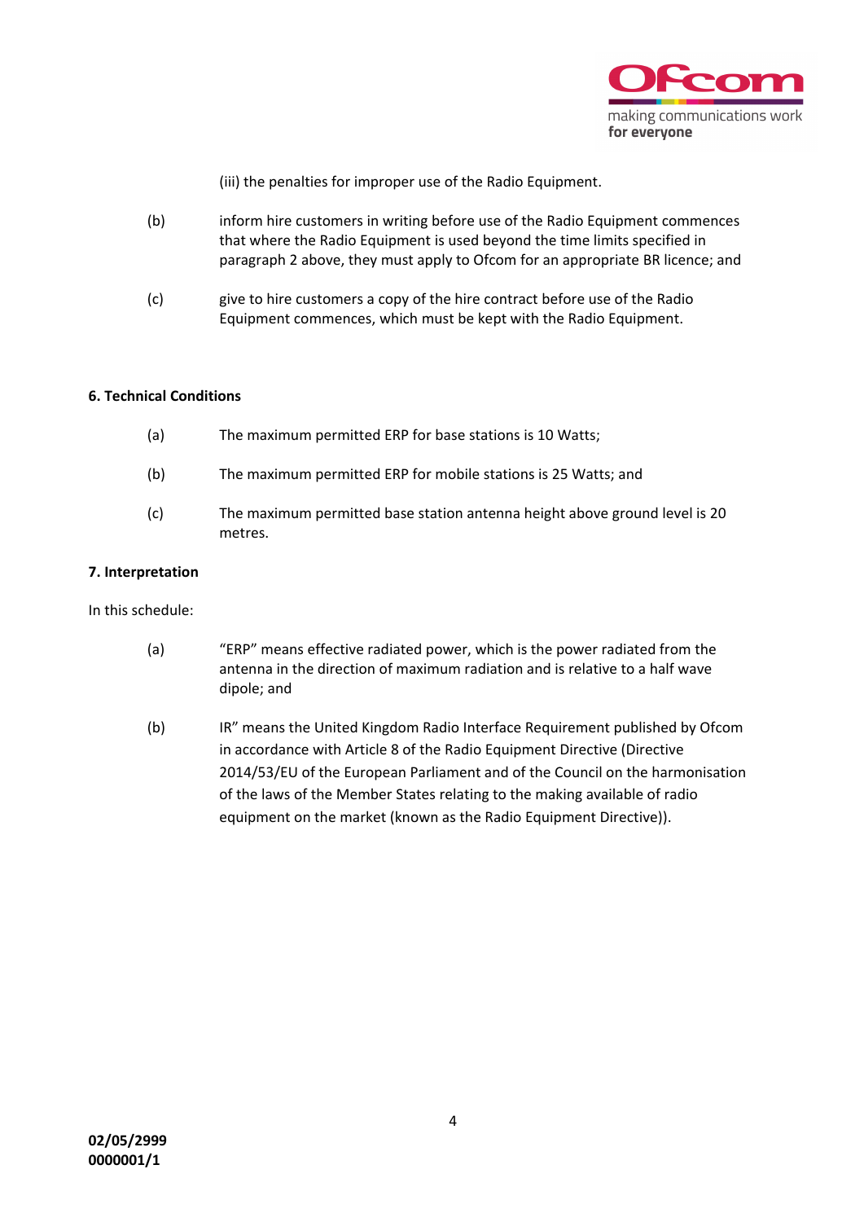(iii) the penalties for improper use of the Radio Equipment.

(b) inform hire customers in writing before use of the Radio Equipment commences that where the Radio Equipment is used beyond the time limits specified in paragraph 2 above, they must apply to Ofcom for an appropriate BR licence; and

(c) give to hire customers a copy of the hire contract before use of the Radio Equipment commences, which must be kept with the Radio Equipment.

**6. Technical Conditions**

(a) The maximum permitted ERP for base stations is 10 Watts;

(b) The maximum permitted ERP for mobile stations is 25 Watts; and

(c) The maximum permitted base station antenna height above ground level is 20 metres.

**7. Interpretation**

In this schedule:

(a) "ERP" means effective radiated power, which is the power radiated from the antenna in the direction of maximum radiation and is relative to a half wave dipole; and

(b) IR" means the United Kingdom Radio Interface Requirement published by Ofcom in accordance with Article 8 of the Radio Equipment Directive (Directive 2014/53/EU of the European Parliament and of the Council on the harmonisation of the laws of the Member States relating to the making available of radio equipment on the market (known as the Radio Equipment Directive)).

**02/05/2999**
**0000001/1**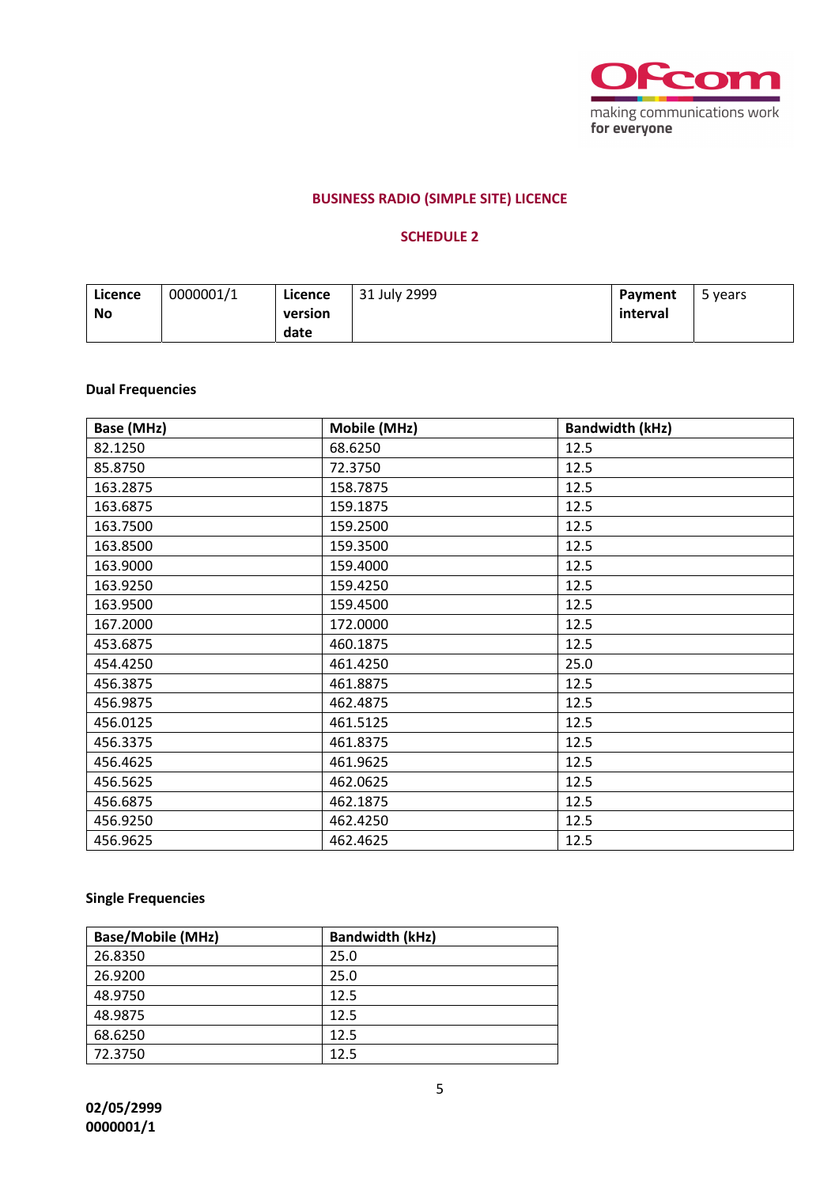**BUSINESS RADIO (SIMPLE SITE) LICENCE**

**SCHEDULE 2**

| **Licence No** | 0000001/1 | **Licence version date** | 31 July 2999 | **Payment interval** | 5 years |
|---|---|---|---|---|---|

**Dual Frequencies**

| Base (MHz) | Mobile (MHz) | Bandwidth (kHz) |
|---|---|---|
| 82.1250 | 68.6250 | 12.5 |
| 85.8750 | 72.3750 | 12.5 |
| 163.2875 | 158.7875 | 12.5 |
| 163.6875 | 159.1875 | 12.5 |
| 163.7500 | 159.2500 | 12.5 |
| 163.8500 | 159.3500 | 12.5 |
| 163.9000 | 159.4000 | 12.5 |
| 163.9250 | 159.4250 | 12.5 |
| 163.9500 | 159.4500 | 12.5 |
| 167.2000 | 172.0000 | 12.5 |
| 453.6875 | 460.1875 | 12.5 |
| 454.4250 | 461.4250 | 25.0 |
| 456.3875 | 461.8875 | 12.5 |
| 456.9875 | 462.4875 | 12.5 |
| 456.0125 | 461.5125 | 12.5 |
| 456.3375 | 461.8375 | 12.5 |
| 456.4625 | 461.9625 | 12.5 |
| 456.5625 | 462.0625 | 12.5 |
| 456.6875 | 462.1875 | 12.5 |
| 456.9250 | 462.4250 | 12.5 |
| 456.9625 | 462.4625 | 12.5 |

**Single Frequencies**

| Base/Mobile (MHz) | Bandwidth (kHz) |
|---|---|
| 26.8350 | 25.0 |
| 26.9200 | 25.0 |
| 48.9750 | 12.5 |
| 48.9875 | 12.5 |
| 68.6250 | 12.5 |
| 72.3750 | 12.5 |

**02/05/2999**
**0000001/1**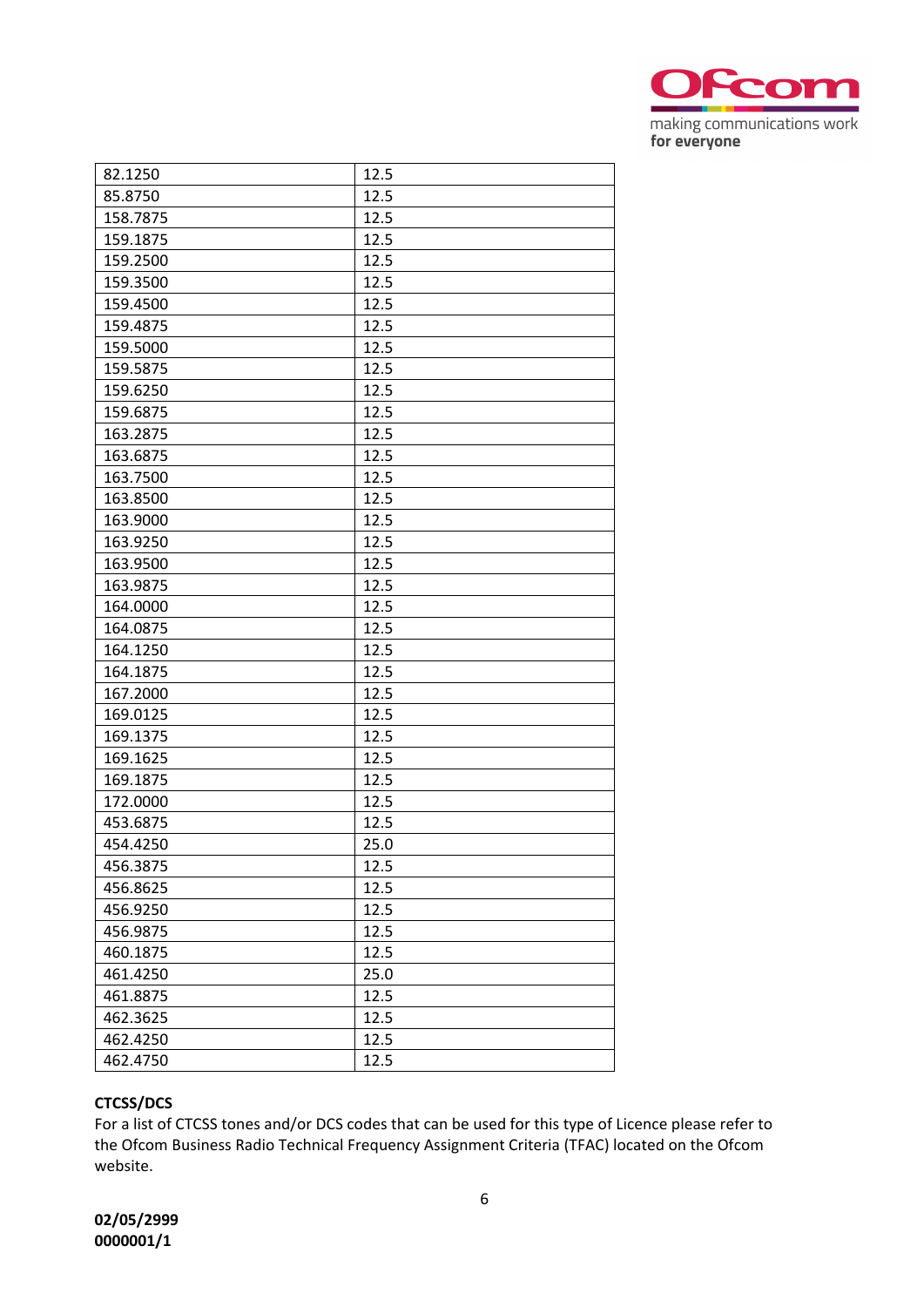| | |
|---|---|
| 82.1250 | 12.5 |
| 85.8750 | 12.5 |
| 158.7875 | 12.5 |
| 159.1875 | 12.5 |
| 159.2500 | 12.5 |
| 159.3500 | 12.5 |
| 159.4500 | 12.5 |
| 159.4875 | 12.5 |
| 159.5000 | 12.5 |
| 159.5875 | 12.5 |
| 159.6250 | 12.5 |
| 159.6875 | 12.5 |
| 163.2875 | 12.5 |
| 163.6875 | 12.5 |
| 163.7500 | 12.5 |
| 163.8500 | 12.5 |
| 163.9000 | 12.5 |
| 163.9250 | 12.5 |
| 163.9500 | 12.5 |
| 163.9875 | 12.5 |
| 164.0000 | 12.5 |
| 164.0875 | 12.5 |
| 164.1250 | 12.5 |
| 164.1875 | 12.5 |
| 167.2000 | 12.5 |
| 169.0125 | 12.5 |
| 169.1375 | 12.5 |
| 169.1625 | 12.5 |
| 169.1875 | 12.5 |
| 172.0000 | 12.5 |
| 453.6875 | 12.5 |
| 454.4250 | 25.0 |
| 456.3875 | 12.5 |
| 456.8625 | 12.5 |
| 456.9250 | 12.5 |
| 456.9875 | 12.5 |
| 460.1875 | 12.5 |
| 461.4250 | 25.0 |
| 461.8875 | 12.5 |
| 462.3625 | 12.5 |
| 462.4250 | 12.5 |
| 462.4750 | 12.5 |

**CTCSS/DCS**

For a list of CTCSS tones and/or DCS codes that can be used for this type of Licence please refer to the Ofcom Business Radio Technical Frequency Assignment Criteria (TFAC) located on the Ofcom website.

**02/05/2999**
**0000001/1**